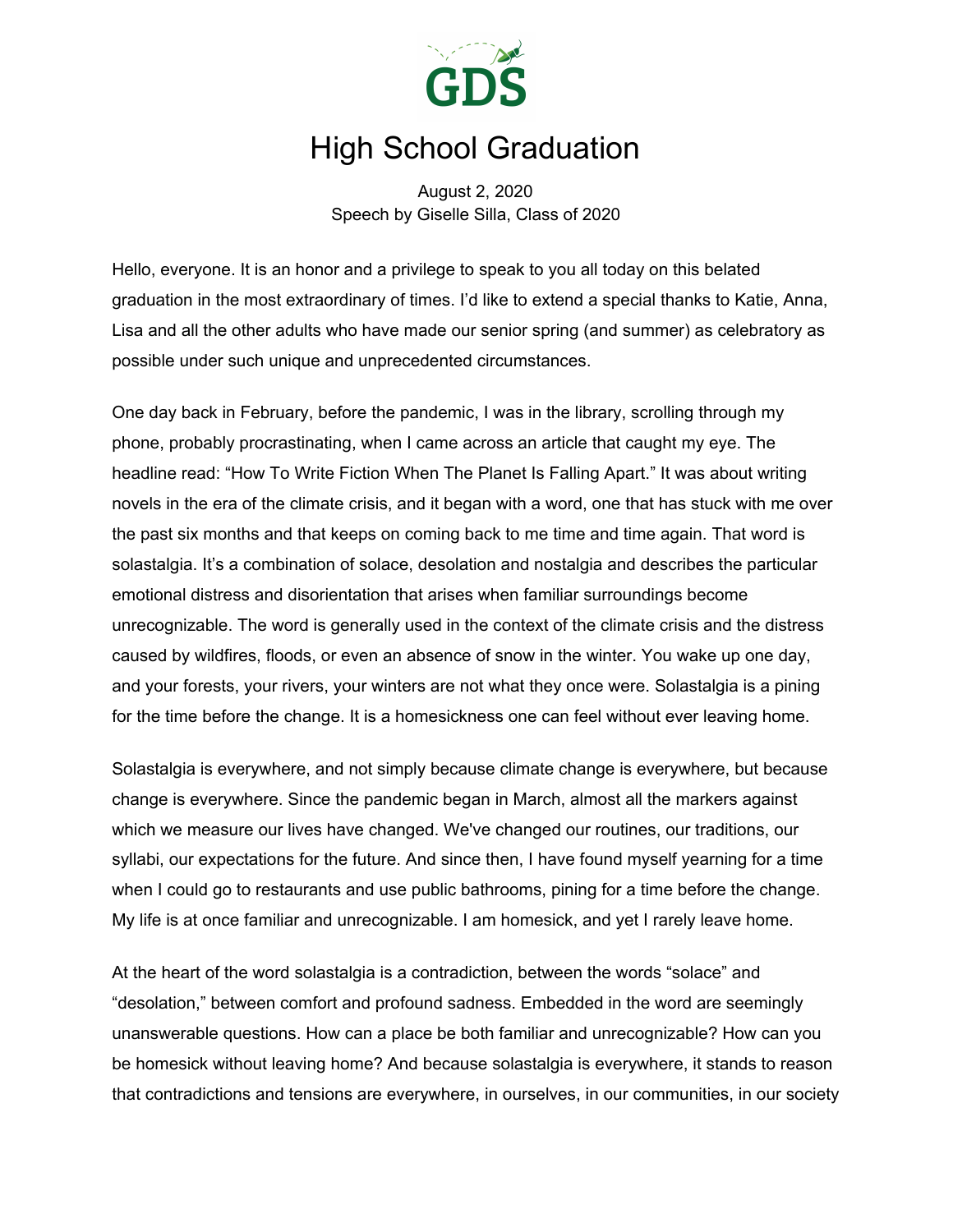GDS

# High School Graduation

August 2, 2020
Speech by Giselle Silla, Class of 2020

Hello, everyone. It is an honor and a privilege to speak to you all today on this belated graduation in the most extraordinary of times. I'd like to extend a special thanks to Katie, Anna, Lisa and all the other adults who have made our senior spring (and summer) as celebratory as possible under such unique and unprecedented circumstances.

One day back in February, before the pandemic, I was in the library, scrolling through my phone, probably procrastinating, when I came across an article that caught my eye. The headline read: "How To Write Fiction When The Planet Is Falling Apart." It was about writing novels in the era of the climate crisis, and it began with a word, one that has stuck with me over the past six months and that keeps on coming back to me time and time again. That word is solastalgia. It's a combination of solace, desolation and nostalgia and describes the particular emotional distress and disorientation that arises when familiar surroundings become unrecognizable. The word is generally used in the context of the climate crisis and the distress caused by wildfires, floods, or even an absence of snow in the winter. You wake up one day, and your forests, your rivers, your winters are not what they once were. Solastalgia is a pining for the time before the change. It is a homesickness one can feel without ever leaving home.

Solastalgia is everywhere, and not simply because climate change is everywhere, but because change is everywhere. Since the pandemic began in March, almost all the markers against which we measure our lives have changed. We've changed our routines, our traditions, our syllabi, our expectations for the future. And since then, I have found myself yearning for a time when I could go to restaurants and use public bathrooms, pining for a time before the change. My life is at once familiar and unrecognizable. I am homesick, and yet I rarely leave home.

At the heart of the word solastalgia is a contradiction, between the words "solace" and "desolation," between comfort and profound sadness. Embedded in the word are seemingly unanswerable questions. How can a place be both familiar and unrecognizable? How can you be homesick without leaving home? And because solastalgia is everywhere, it stands to reason that contradictions and tensions are everywhere, in ourselves, in our communities, in our society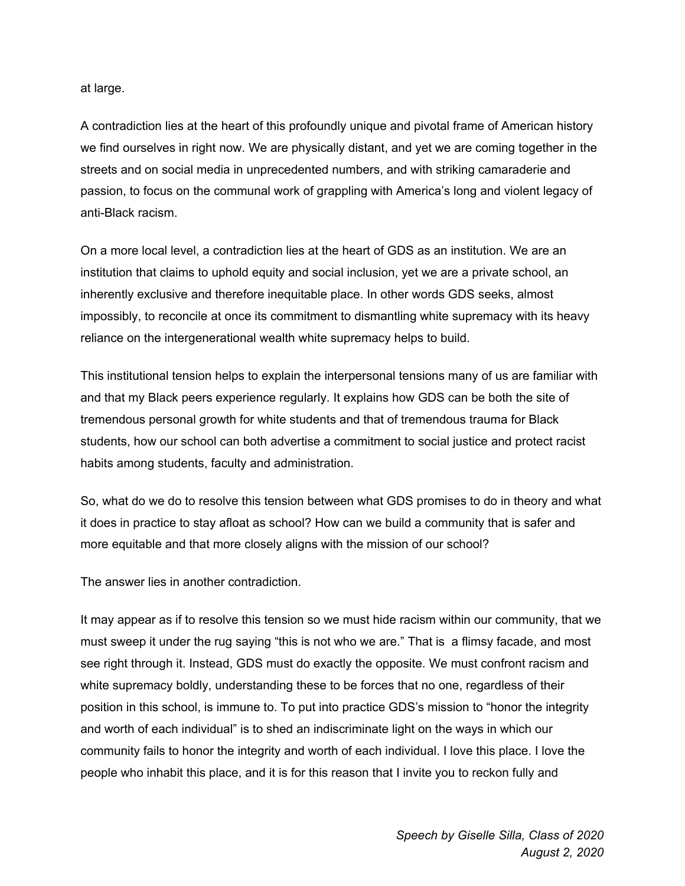at large.

A contradiction lies at the heart of this profoundly unique and pivotal frame of American history we find ourselves in right now. We are physically distant, and yet we are coming together in the streets and on social media in unprecedented numbers, and with striking camaraderie and passion, to focus on the communal work of grappling with America's long and violent legacy of anti-Black racism.

On a more local level, a contradiction lies at the heart of GDS as an institution. We are an institution that claims to uphold equity and social inclusion, yet we are a private school, an inherently exclusive and therefore inequitable place. In other words GDS seeks, almost impossibly, to reconcile at once its commitment to dismantling white supremacy with its heavy reliance on the intergenerational wealth white supremacy helps to build.

This institutional tension helps to explain the interpersonal tensions many of us are familiar with and that my Black peers experience regularly. It explains how GDS can be both the site of tremendous personal growth for white students and that of tremendous trauma for Black students, how our school can both advertise a commitment to social justice and protect racist habits among students, faculty and administration.

So, what do we do to resolve this tension between what GDS promises to do in theory and what it does in practice to stay afloat as school? How can we build a community that is safer and more equitable and that more closely aligns with the mission of our school?

The answer lies in another contradiction.

It may appear as if to resolve this tension so we must hide racism within our community, that we must sweep it under the rug saying "this is not who we are." That is a flimsy facade, and most see right through it. Instead, GDS must do exactly the opposite. We must confront racism and white supremacy boldly, understanding these to be forces that no one, regardless of their position in this school, is immune to. To put into practice GDS's mission to "honor the integrity and worth of each individual" is to shed an indiscriminate light on the ways in which our community fails to honor the integrity and worth of each individual. I love this place. I love the people who inhabit this place, and it is for this reason that I invite you to reckon fully and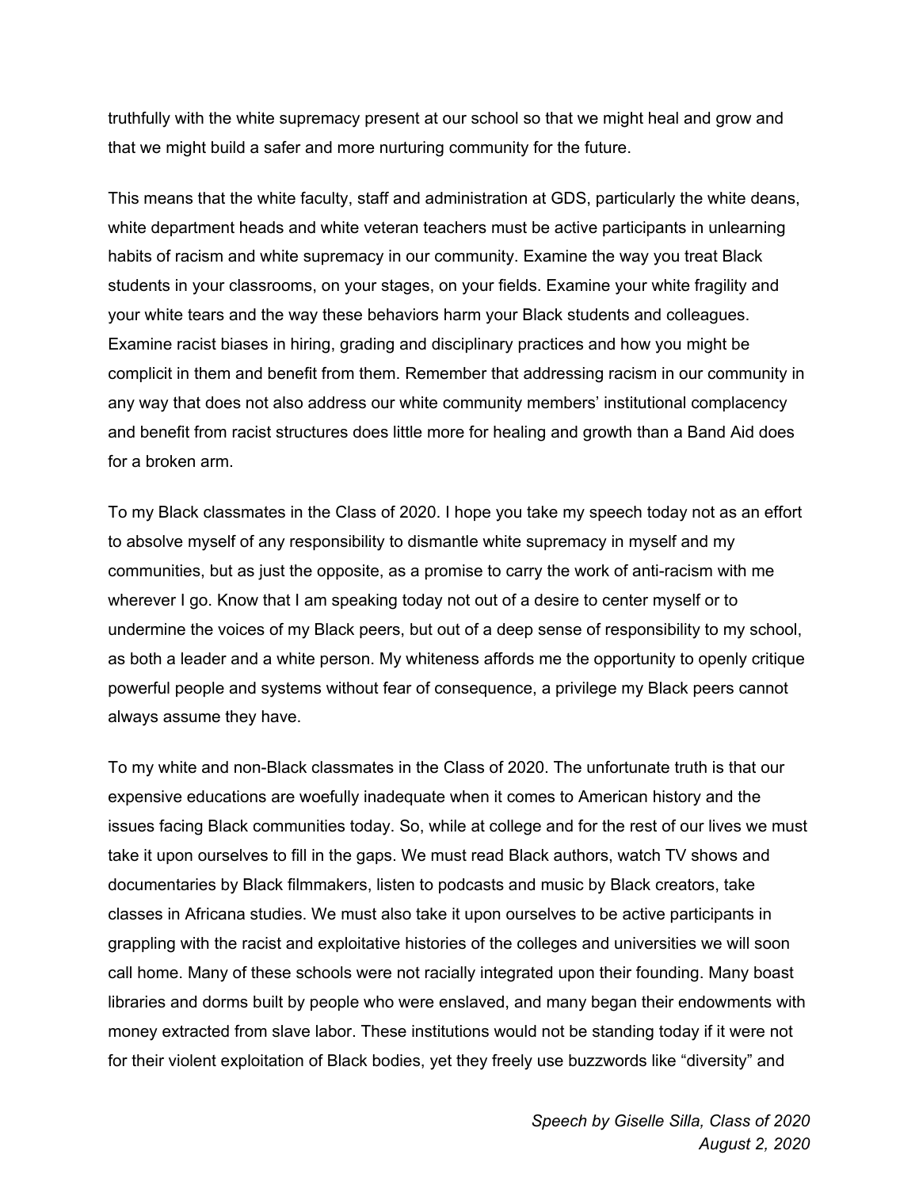truthfully with the white supremacy present at our school so that we might heal and grow and that we might build a safer and more nurturing community for the future.

This means that the white faculty, staff and administration at GDS, particularly the white deans, white department heads and white veteran teachers must be active participants in unlearning habits of racism and white supremacy in our community. Examine the way you treat Black students in your classrooms, on your stages, on your fields. Examine your white fragility and your white tears and the way these behaviors harm your Black students and colleagues. Examine racist biases in hiring, grading and disciplinary practices and how you might be complicit in them and benefit from them. Remember that addressing racism in our community in any way that does not also address our white community members' institutional complacency and benefit from racist structures does little more for healing and growth than a Band Aid does for a broken arm.

To my Black classmates in the Class of 2020. I hope you take my speech today not as an effort to absolve myself of any responsibility to dismantle white supremacy in myself and my communities, but as just the opposite, as a promise to carry the work of anti-racism with me wherever I go. Know that I am speaking today not out of a desire to center myself or to undermine the voices of my Black peers, but out of a deep sense of responsibility to my school, as both a leader and a white person. My whiteness affords me the opportunity to openly critique powerful people and systems without fear of consequence, a privilege my Black peers cannot always assume they have.

To my white and non-Black classmates in the Class of 2020. The unfortunate truth is that our expensive educations are woefully inadequate when it comes to American history and the issues facing Black communities today. So, while at college and for the rest of our lives we must take it upon ourselves to fill in the gaps. We must read Black authors, watch TV shows and documentaries by Black filmmakers, listen to podcasts and music by Black creators, take classes in Africana studies. We must also take it upon ourselves to be active participants in grappling with the racist and exploitative histories of the colleges and universities we will soon call home. Many of these schools were not racially integrated upon their founding. Many boast libraries and dorms built by people who were enslaved, and many began their endowments with money extracted from slave labor. These institutions would not be standing today if it were not for their violent exploitation of Black bodies, yet they freely use buzzwords like "diversity" and

*Speech by Giselle Silla, Class of 2020*
*August 2, 2020*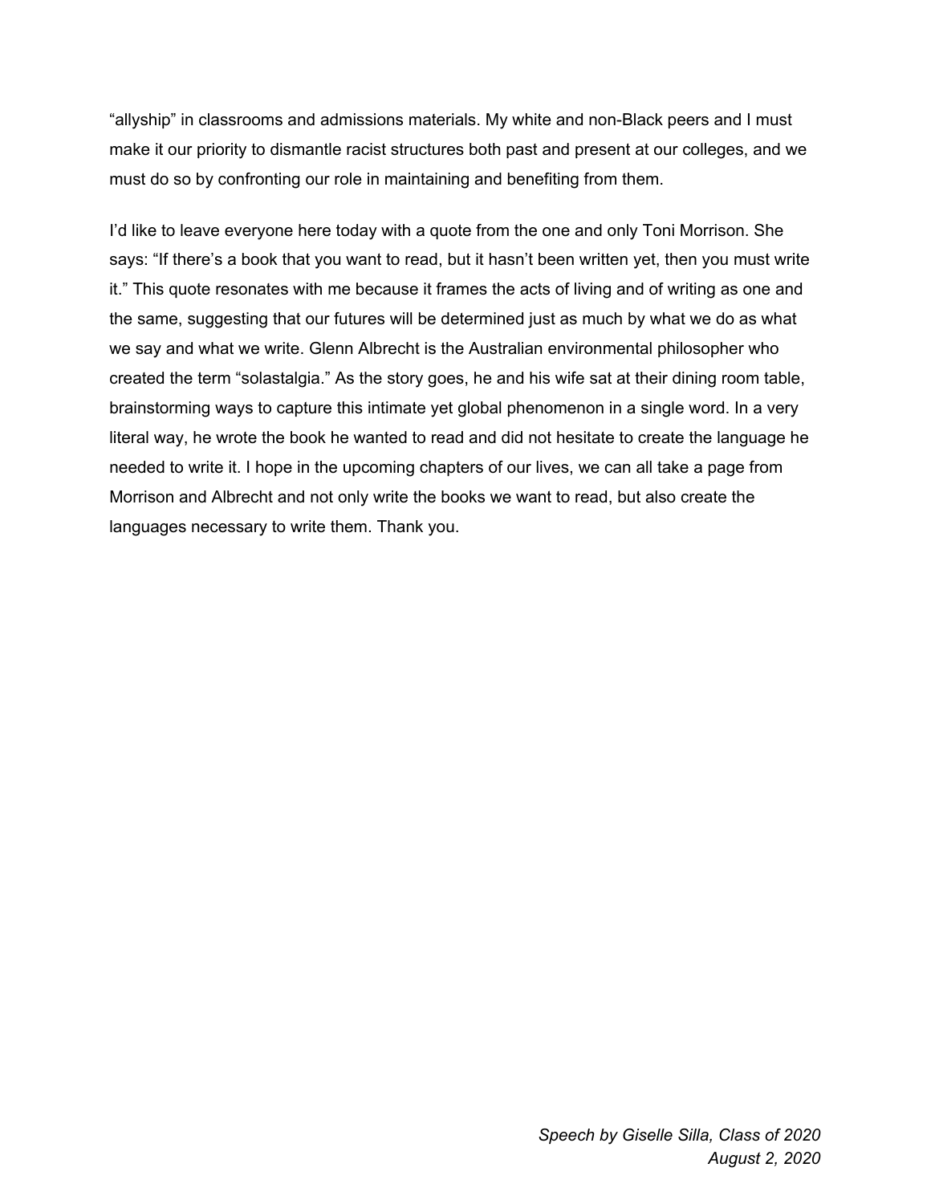“allyship” in classrooms and admissions materials. My white and non-Black peers and I must make it our priority to dismantle racist structures both past and present at our colleges, and we must do so by confronting our role in maintaining and benefiting from them.

I’d like to leave everyone here today with a quote from the one and only Toni Morrison. She says: “If there’s a book that you want to read, but it hasn’t been written yet, then you must write it.” This quote resonates with me because it frames the acts of living and of writing as one and the same, suggesting that our futures will be determined just as much by what we do as what we say and what we write. Glenn Albrecht is the Australian environmental philosopher who created the term “solastalgia.” As the story goes, he and his wife sat at their dining room table, brainstorming ways to capture this intimate yet global phenomenon in a single word. In a very literal way, he wrote the book he wanted to read and did not hesitate to create the language he needed to write it. I hope in the upcoming chapters of our lives, we can all take a page from Morrison and Albrecht and not only write the books we want to read, but also create the languages necessary to write them. Thank you.

*Speech by Giselle Silla, Class of 2020*
*August 2, 2020*